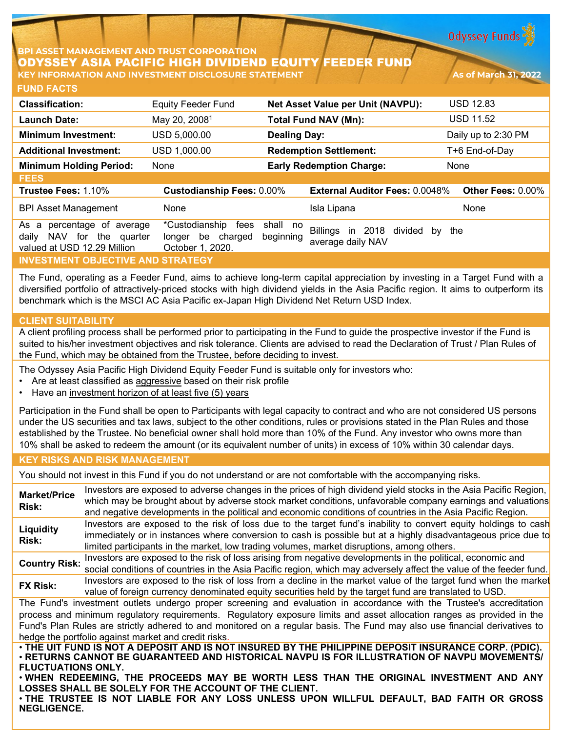BPI ASSET MANAGEMENT AND TRUST CORPORATION

# ODYSSEY ASIA PACIFIC HIGH DIVIDEND EQUITY FEEDER FUND

**KEY INFORMATION AND INVESTMENT DISCLOSURE STATEMENT**

As of March 31, 2022

## FUND FACTS

| | | | |
|---|---|---|---|
| **Classification:** | Equity Feeder Fund | **Net Asset Value per Unit (NAVPU):** | USD 12.83 |
| **Launch Date:** | May 20, 2008[1] | **Total Fund NAV (Mn):** | USD 11.52 |
| **Minimum Investment:** | USD 5,000.00 | **Dealing Day:** | Daily up to 2:30 PM |
| **Additional Investment:** | USD 1,000.00 | **Redemption Settlement:** | T+6 End-of-Day |
| **Minimum Holding Period:** | None | **Early Redemption Charge:** | None |

## FEES

| **Trustee Fees:** 1.10% | **Custodianship Fees:** 0.00% | **External Auditor Fees:** 0.0048% | **Other Fees:** 0.00% |
|---|---|---|---|
| BPI Asset Management | None | Isla Lipana | None |
| As a percentage of average daily NAV for the quarter valued at USD 12.29 Million | *Custodianship fees shall no longer be charged beginning October 1, 2020. | Billings in 2018 divided by the average daily NAV | |

## INVESTMENT OBJECTIVE AND STRATEGY

The Fund, operating as a Feeder Fund, aims to achieve long-term capital appreciation by investing in a Target Fund with a diversified portfolio of attractively-priced stocks with high dividend yields in the Asia Pacific region. It aims to outperform its benchmark which is the MSCI AC Asia Pacific ex-Japan High Dividend Net Return USD Index.

## CLIENT SUITABILITY

A client profiling process shall be performed prior to participating in the Fund to guide the prospective investor if the Fund is suited to his/her investment objectives and risk tolerance. Clients are advised to read the Declaration of Trust / Plan Rules of the Fund, which may be obtained from the Trustee, before deciding to invest.

The Odyssey Asia Pacific High Dividend Equity Feeder Fund is suitable only for investors who:

- Are at least classified as aggressive based on their risk profile
- Have an investment horizon of at least five (5) years

Participation in the Fund shall be open to Participants with legal capacity to contract and who are not considered US persons under the US securities and tax laws, subject to the other conditions, rules or provisions stated in the Plan Rules and those established by the Trustee. No beneficial owner shall hold more than 10% of the Fund. Any investor who owns more than 10% shall be asked to redeem the amount (or its equivalent number of units) in excess of 10% within 30 calendar days.

## KEY RISKS AND RISK MANAGEMENT

You should not invest in this Fund if you do not understand or are not comfortable with the accompanying risks.

| | |
|---|---|
| **Market/Price Risk:** | Investors are exposed to adverse changes in the prices of high dividend yield stocks in the Asia Pacific Region, which may be brought about by adverse stock market conditions, unfavorable company earnings and valuations and negative developments in the political and economic conditions of countries in the Asia Pacific Region. |
| **Liquidity Risk:** | Investors are exposed to the risk of loss due to the target fund's inability to convert equity holdings to cash immediately or in instances where conversion to cash is possible but at a highly disadvantageous price due to limited participants in the market, low trading volumes, market disruptions, among others. |
| **Country Risk:** | Investors are exposed to the risk of loss arising from negative developments in the political, economic and social conditions of countries in the Asia Pacific region, which may adversely affect the value of the feeder fund. |
| **FX Risk:** | Investors are exposed to the risk of loss from a decline in the market value of the target fund when the market value of foreign currency denominated equity securities held by the target fund are translated to USD. |

The Fund's investment outlets undergo proper screening and evaluation in accordance with the Trustee's accreditation process and minimum regulatory requirements. Regulatory exposure limits and asset allocation ranges as provided in the Fund's Plan Rules are strictly adhered to and monitored on a regular basis. The Fund may also use financial derivatives to hedge the portfolio against market and credit risks.

**• THE UIT FUND IS NOT A DEPOSIT AND IS NOT INSURED BY THE PHILIPPINE DEPOSIT INSURANCE CORP. (PDIC).**
**• RETURNS CANNOT BE GUARANTEED AND HISTORICAL NAVPU IS FOR ILLUSTRATION OF NAVPU MOVEMENTS/ FLUCTUATIONS ONLY.**
**• WHEN REDEEMING, THE PROCEEDS MAY BE WORTH LESS THAN THE ORIGINAL INVESTMENT AND ANY LOSSES SHALL BE SOLELY FOR THE ACCOUNT OF THE CLIENT.**
**• THE TRUSTEE IS NOT LIABLE FOR ANY LOSS UNLESS UPON WILLFUL DEFAULT, BAD FAITH OR GROSS NEGLIGENCE.**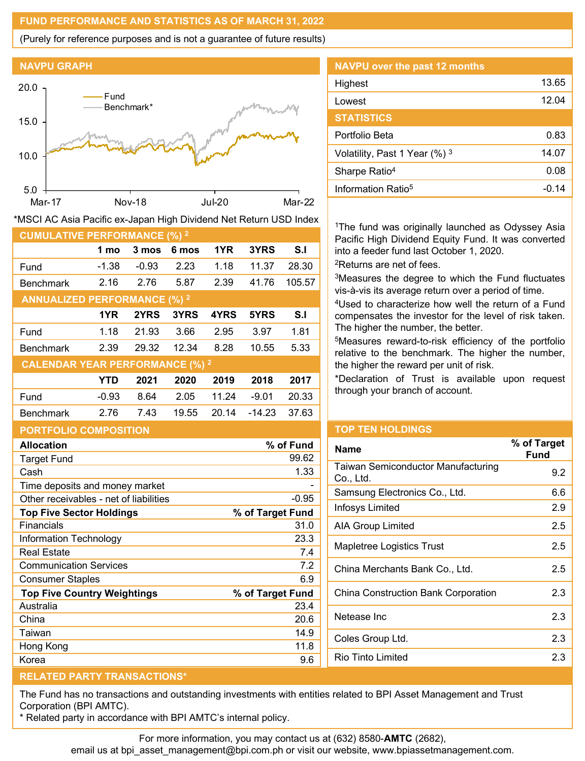## FUND PERFORMANCE AND STATISTICS AS OF MARCH 31, 2022

(Purely for reference purposes and is not a guarantee of future results)

## NAVPU GRAPH

*MSCI AC Asia Pacific ex-Japan High Dividend Net Return USD Index

## NAVPU over the past 12 months

| | |
|---|---|
| Highest | 13.65 |
| Lowest | 12.04 |

## STATISTICS

| | |
|---|---|
| Portfolio Beta | 0.83 |
| Volatility, Past 1 Year (%) [3] | 14.07 |
| Sharpe Ratio[4] | 0.08 |
| Information Ratio[5] | -0.14 |

[1]The fund was originally launched as Odyssey Asia Pacific High Dividend Equity Fund. It was converted into a feeder fund last October 1, 2020.

[2]Returns are net of fees.

[3]Measures the degree to which the Fund fluctuates vis-à-vis its average return over a period of time.

[4]Used to characterize how well the return of a Fund compensates the investor for the level of risk taken. The higher the number, the better.

[5]Measures reward-to-risk efficiency of the portfolio relative to the benchmark. The higher the number, the higher the reward per unit of risk.

*Declaration of Trust is available upon request through your branch of account.

## CUMULATIVE PERFORMANCE (%) [2]

| | 1 mo | 3 mos | 6 mos | 1YR | 3YRS | S.I |
|---|---|---|---|---|---|---|
| Fund | -1.38 | -0.93 | 2.23 | 1.18 | 11.37 | 28.30 |
| Benchmark | 2.16 | 2.76 | 5.87 | 2.39 | 41.76 | 105.57 |

## ANNUALIZED PERFORMANCE (%) [2]

| | 1YR | 2YRS | 3YRS | 4YRS | 5YRS | S.I |
|---|---|---|---|---|---|---|
| Fund | 1.18 | 21.93 | 3.66 | 2.95 | 3.97 | 1.81 |
| Benchmark | 2.39 | 29.32 | 12.34 | 8.28 | 10.55 | 5.33 |

## CALENDAR YEAR PERFORMANCE (%) [2]

| | YTD | 2021 | 2020 | 2019 | 2018 | 2017 |
|---|---|---|---|---|---|---|
| Fund | -0.93 | 8.64 | 2.05 | 11.24 | -9.01 | 20.33 |
| Benchmark | 2.76 | 7.43 | 19.55 | 20.14 | -14.23 | 37.63 |

## PORTFOLIO COMPOSITION

| **Allocation** | **% of Fund** |
|---|---|
| Target Fund | 99.62 |
| Cash | 1.33 |
| Time deposits and money market | - |
| Other receivables - net of liabilities | -0.95 |
| **Top Five Sector Holdings** | **% of Target Fund** |
| Financials | 31.0 |
| Information Technology | 23.3 |
| Real Estate | 7.4 |
| Communication Services | 7.2 |
| Consumer Staples | 6.9 |
| **Top Five Country Weightings** | **% of Target Fund** |
| Australia | 23.4 |
| China | 20.6 |
| Taiwan | 14.9 |
| Hong Kong | 11.8 |
| Korea | 9.6 |

## TOP TEN HOLDINGS

| Name | % of Target Fund |
|---|---|
| Taiwan Semiconductor Manufacturing Co., Ltd. | 9.2 |
| Samsung Electronics Co., Ltd. | 6.6 |
| Infosys Limited | 2.9 |
| AIA Group Limited | 2.5 |
| Mapletree Logistics Trust | 2.5 |
| China Merchants Bank Co., Ltd. | 2.5 |
| China Construction Bank Corporation | 2.3 |
| Netease Inc | 2.3 |
| Coles Group Ltd. | 2.3 |
| Rio Tinto Limited | 2.3 |

## RELATED PARTY TRANSACTIONS*

The Fund has no transactions and outstanding investments with entities related to BPI Asset Management and Trust Corporation (BPI AMTC).

* Related party in accordance with BPI AMTC's internal policy.

For more information, you may contact us at (632) 8580-**AMTC** (2682), email us at bpi_asset_management@bpi.com.ph or visit our website, www.bpiassetmanagement.com.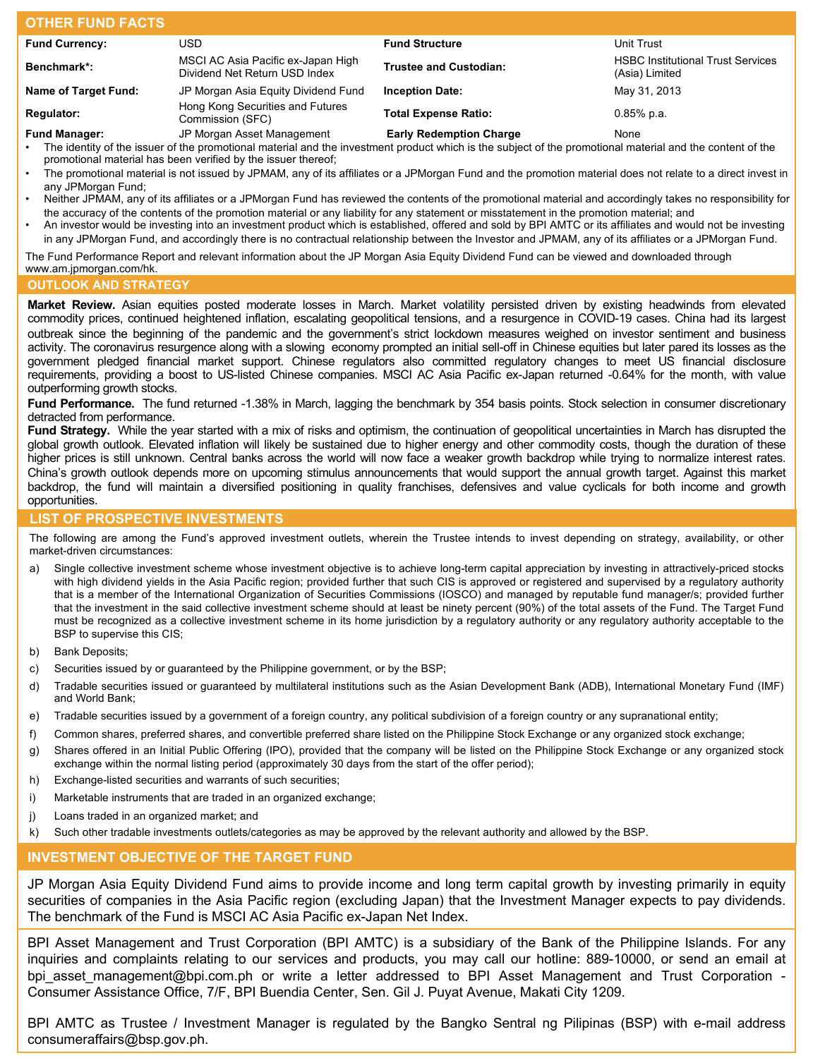## OTHER FUND FACTS

| | | | |
|---|---|---|---|
| **Fund Currency:** | USD | **Fund Structure** | Unit Trust |
| **Benchmark*:** | MSCI AC Asia Pacific ex-Japan High Dividend Net Return USD Index | **Trustee and Custodian:** | HSBC Institutional Trust Services (Asia) Limited |
| **Name of Target Fund:** | JP Morgan Asia Equity Dividend Fund | **Inception Date:** | May 31, 2013 |
| **Regulator:** | Hong Kong Securities and Futures Commission (SFC) | **Total Expense Ratio:** | 0.85% p.a. |
| **Fund Manager:** | JP Morgan Asset Management | **Early Redemption Charge** | None |

- The identity of the issuer of the promotional material and the investment product which is the subject of the promotional material and the content of the promotional material has been verified by the issuer thereof;
- The promotional material is not issued by JPMAM, any of its affiliates or a JPMorgan Fund and the promotion material does not relate to a direct invest in any JPMorgan Fund;
- Neither JPMAM, any of its affiliates or a JPMorgan Fund has reviewed the contents of the promotional material and accordingly takes no responsibility for the accuracy of the contents of the promotion material or any liability for any statement or misstatement in the promotion material; and
- An investor would be investing into an investment product which is established, offered and sold by BPI AMTC or its affiliates and would not be investing in any JPMorgan Fund, and accordingly there is no contractual relationship between the Investor and JPMAM, any of its affiliates or a JPMorgan Fund.

The Fund Performance Report and relevant information about the JP Morgan Asia Equity Dividend Fund can be viewed and downloaded through www.am.jpmorgan.com/hk.

## OUTLOOK AND STRATEGY

**Market Review.** Asian equities posted moderate losses in March. Market volatility persisted driven by existing headwinds from elevated commodity prices, continued heightened inflation, escalating geopolitical tensions, and a resurgence in COVID-19 cases. China had its largest outbreak since the beginning of the pandemic and the government's strict lockdown measures weighed on investor sentiment and business activity. The coronavirus resurgence along with a slowing economy prompted an initial sell-off in Chinese equities but later pared its losses as the government pledged financial market support. Chinese regulators also committed regulatory changes to meet US financial disclosure requirements, providing a boost to US-listed Chinese companies. MSCI AC Asia Pacific ex-Japan returned -0.64% for the month, with value outperforming growth stocks.

**Fund Performance.** The fund returned -1.38% in March, lagging the benchmark by 354 basis points. Stock selection in consumer discretionary detracted from performance.

**Fund Strategy.** While the year started with a mix of risks and optimism, the continuation of geopolitical uncertainties in March has disrupted the global growth outlook. Elevated inflation will likely be sustained due to higher energy and other commodity costs, though the duration of these higher prices is still unknown. Central banks across the world will now face a weaker growth backdrop while trying to normalize interest rates. China's growth outlook depends more on upcoming stimulus announcements that would support the annual growth target. Against this market backdrop, the fund will maintain a diversified positioning in quality franchises, defensives and value cyclicals for both income and growth opportunities.

## LIST OF PROSPECTIVE INVESTMENTS

The following are among the Fund's approved investment outlets, wherein the Trustee intends to invest depending on strategy, availability, or other market-driven circumstances:

a) Single collective investment scheme whose investment objective is to achieve long-term capital appreciation by investing in attractively-priced stocks with high dividend yields in the Asia Pacific region; provided further that such CIS is approved or registered and supervised by a regulatory authority that is a member of the International Organization of Securities Commissions (IOSCO) and managed by reputable fund manager/s; provided further that the investment in the said collective investment scheme should at least be ninety percent (90%) of the total assets of the Fund. The Target Fund must be recognized as a collective investment scheme in its home jurisdiction by a regulatory authority or any regulatory authority acceptable to the BSP to supervise this CIS;

b) Bank Deposits;

c) Securities issued by or guaranteed by the Philippine government, or by the BSP;

d) Tradable securities issued or guaranteed by multilateral institutions such as the Asian Development Bank (ADB), International Monetary Fund (IMF) and World Bank;

e) Tradable securities issued by a government of a foreign country, any political subdivision of a foreign country or any supranational entity;

f) Common shares, preferred shares, and convertible preferred share listed on the Philippine Stock Exchange or any organized stock exchange;

g) Shares offered in an Initial Public Offering (IPO), provided that the company will be listed on the Philippine Stock Exchange or any organized stock exchange within the normal listing period (approximately 30 days from the start of the offer period);

h) Exchange-listed securities and warrants of such securities;

i) Marketable instruments that are traded in an organized exchange;

j) Loans traded in an organized market; and

k) Such other tradable investments outlets/categories as may be approved by the relevant authority and allowed by the BSP.

## INVESTMENT OBJECTIVE OF THE TARGET FUND

JP Morgan Asia Equity Dividend Fund aims to provide income and long term capital growth by investing primarily in equity securities of companies in the Asia Pacific region (excluding Japan) that the Investment Manager expects to pay dividends. The benchmark of the Fund is MSCI AC Asia Pacific ex-Japan Net Index.

BPI Asset Management and Trust Corporation (BPI AMTC) is a subsidiary of the Bank of the Philippine Islands. For any inquiries and complaints relating to our services and products, you may call our hotline: 889-10000, or send an email at bpi_asset_management@bpi.com.ph or write a letter addressed to BPI Asset Management and Trust Corporation - Consumer Assistance Office, 7/F, BPI Buendia Center, Sen. Gil J. Puyat Avenue, Makati City 1209.

BPI AMTC as Trustee / Investment Manager is regulated by the Bangko Sentral ng Pilipinas (BSP) with e-mail address consumeraffairs@bsp.gov.ph.